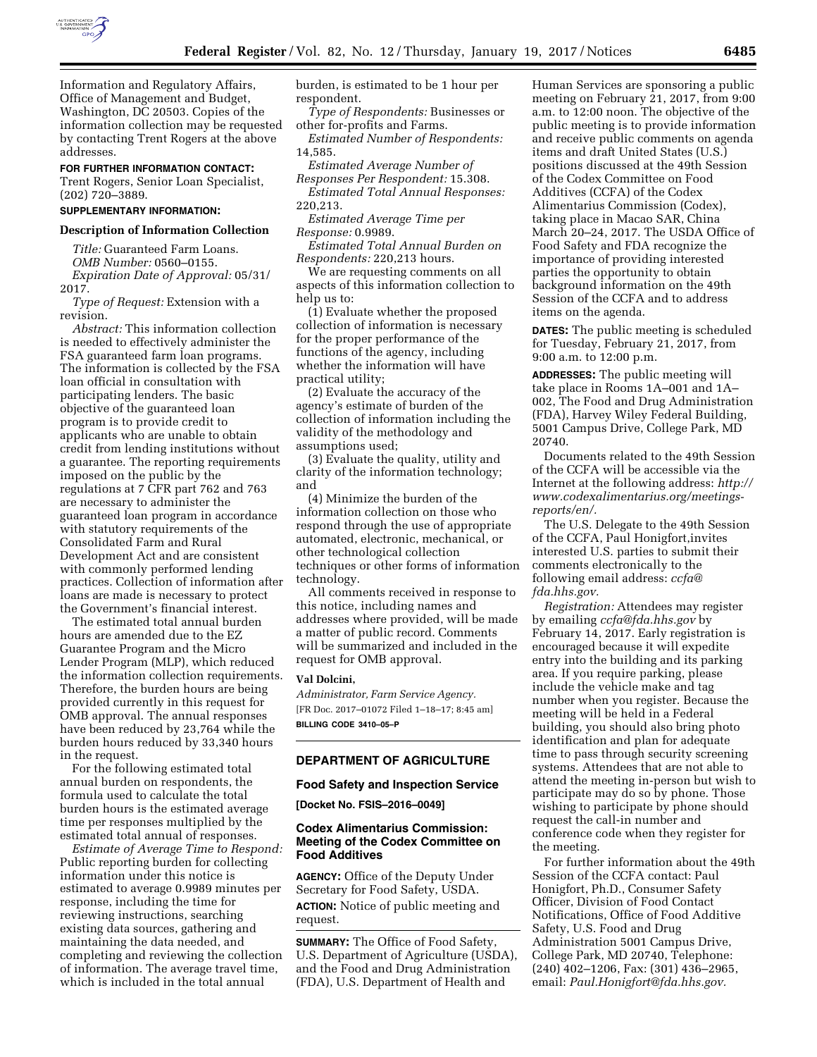Information and Regulatory Affairs, Office of Management and Budget, Washington, DC 20503. Copies of the information collection may be requested by contacting Trent Rogers at the above addresses.

**FOR FURTHER INFORMATION CONTACT:** Trent Rogers, Senior Loan Specialist, (202) 720–3889.

**SUPPLEMENTARY INFORMATION:**

### Description of Information Collection

*Title:* Guaranteed Farm Loans.

*OMB Number:* 0560–0155.

*Expiration Date of Approval:* 05/31/2017.

*Type of Request:* Extension with a revision.

*Abstract:* This information collection is needed to effectively administer the FSA guaranteed farm loan programs. The information is collected by the FSA loan official in consultation with participating lenders. The basic objective of the guaranteed loan program is to provide credit to applicants who are unable to obtain credit from lending institutions without a guarantee. The reporting requirements imposed on the public by the regulations at 7 CFR part 762 and 763 are necessary to administer the guaranteed loan program in accordance with statutory requirements of the Consolidated Farm and Rural Development Act and are consistent with commonly performed lending practices. Collection of information after loans are made is necessary to protect the Government's financial interest.

The estimated total annual burden hours are amended due to the EZ Guarantee Program and the Micro Lender Program (MLP), which reduced the information collection requirements. Therefore, the burden hours are being provided currently in this request for OMB approval. The annual responses have been reduced by 23,764 while the burden hours reduced by 33,340 hours in the request.

For the following estimated total annual burden on respondents, the formula used to calculate the total burden hours is the estimated average time per responses multiplied by the estimated total annual of responses.

*Estimate of Average Time to Respond:* Public reporting burden for collecting information under this notice is estimated to average 0.9989 minutes per response, including the time for reviewing instructions, searching existing data sources, gathering and maintaining the data needed, and completing and reviewing the collection of information. The average travel time, which is included in the total annual burden, is estimated to be 1 hour per respondent.

*Type of Respondents:* Businesses or other for-profits and Farms.

*Estimated Number of Respondents:* 14,585.

*Estimated Average Number of Responses Per Respondent:* 15.308.

*Estimated Total Annual Responses:* 220,213.

*Estimated Average Time per Response:* 0.9989.

*Estimated Total Annual Burden on Respondents:* 220,213 hours.

We are requesting comments on all aspects of this information collection to help us to:

(1) Evaluate whether the proposed collection of information is necessary for the proper performance of the functions of the agency, including whether the information will have practical utility;

(2) Evaluate the accuracy of the agency's estimate of burden of the collection of information including the validity of the methodology and assumptions used;

(3) Evaluate the quality, utility and clarity of the information technology; and

(4) Minimize the burden of the information collection on those who respond through the use of appropriate automated, electronic, mechanical, or other technological collection techniques or other forms of information technology.

All comments received in response to this notice, including names and addresses where provided, will be made a matter of public record. Comments will be summarized and included in the request for OMB approval.

**Val Dolcini,**

*Administrator, Farm Service Agency.*

[FR Doc. 2017–01072 Filed 1–18–17; 8:45 am]

**BILLING CODE 3410–05–P**

---

## DEPARTMENT OF AGRICULTURE

### Food Safety and Inspection Service

**[Docket No. FSIS–2016–0049]**

### Codex Alimentarius Commission: Meeting of the Codex Committee on Food Additives

**AGENCY:** Office of the Deputy Under Secretary for Food Safety, USDA.

**ACTION:** Notice of public meeting and request.

**SUMMARY:** The Office of Food Safety, U.S. Department of Agriculture (USDA), and the Food and Drug Administration (FDA), U.S. Department of Health and Human Services are sponsoring a public meeting on February 21, 2017, from 9:00 a.m. to 12:00 noon. The objective of the public meeting is to provide information and receive public comments on agenda items and draft United States (U.S.) positions discussed at the 49th Session of the Codex Committee on Food Additives (CCFA) of the Codex Alimentarius Commission (Codex), taking place in Macao SAR, China March 20–24, 2017. The USDA Office of Food Safety and FDA recognize the importance of providing interested parties the opportunity to obtain background information on the 49th Session of the CCFA and to address items on the agenda.

**DATES:** The public meeting is scheduled for Tuesday, February 21, 2017, from 9:00 a.m. to 12:00 p.m.

**ADDRESSES:** The public meeting will take place in Rooms 1A–001 and 1A–002, The Food and Drug Administration (FDA), Harvey Wiley Federal Building, 5001 Campus Drive, College Park, MD 20740.

Documents related to the 49th Session of the CCFA will be accessible via the Internet at the following address: *http://www.codexalimentarius.org/meetings-reports/en/.*

The U.S. Delegate to the 49th Session of the CCFA, Paul Honigfort,invites interested U.S. parties to submit their comments electronically to the following email address: *ccfa@fda.hhs.gov.*

*Registration:* Attendees may register by emailing *ccfa@fda.hhs.gov* by February 14, 2017. Early registration is encouraged because it will expedite entry into the building and its parking area. If you require parking, please include the vehicle make and tag number when you register. Because the meeting will be held in a Federal building, you should also bring photo identification and plan for adequate time to pass through security screening systems. Attendees that are not able to attend the meeting in-person but wish to participate may do so by phone. Those wishing to participate by phone should request the call-in number and conference code when they register for the meeting.

For further information about the 49th Session of the CCFA contact: Paul Honigfort, Ph.D., Consumer Safety Officer, Division of Food Contact Notifications, Office of Food Additive Safety, U.S. Food and Drug Administration 5001 Campus Drive, College Park, MD 20740, Telephone: (240) 402–1206, Fax: (301) 436–2965, email: *Paul.Honigfort@fda.hhs.gov.*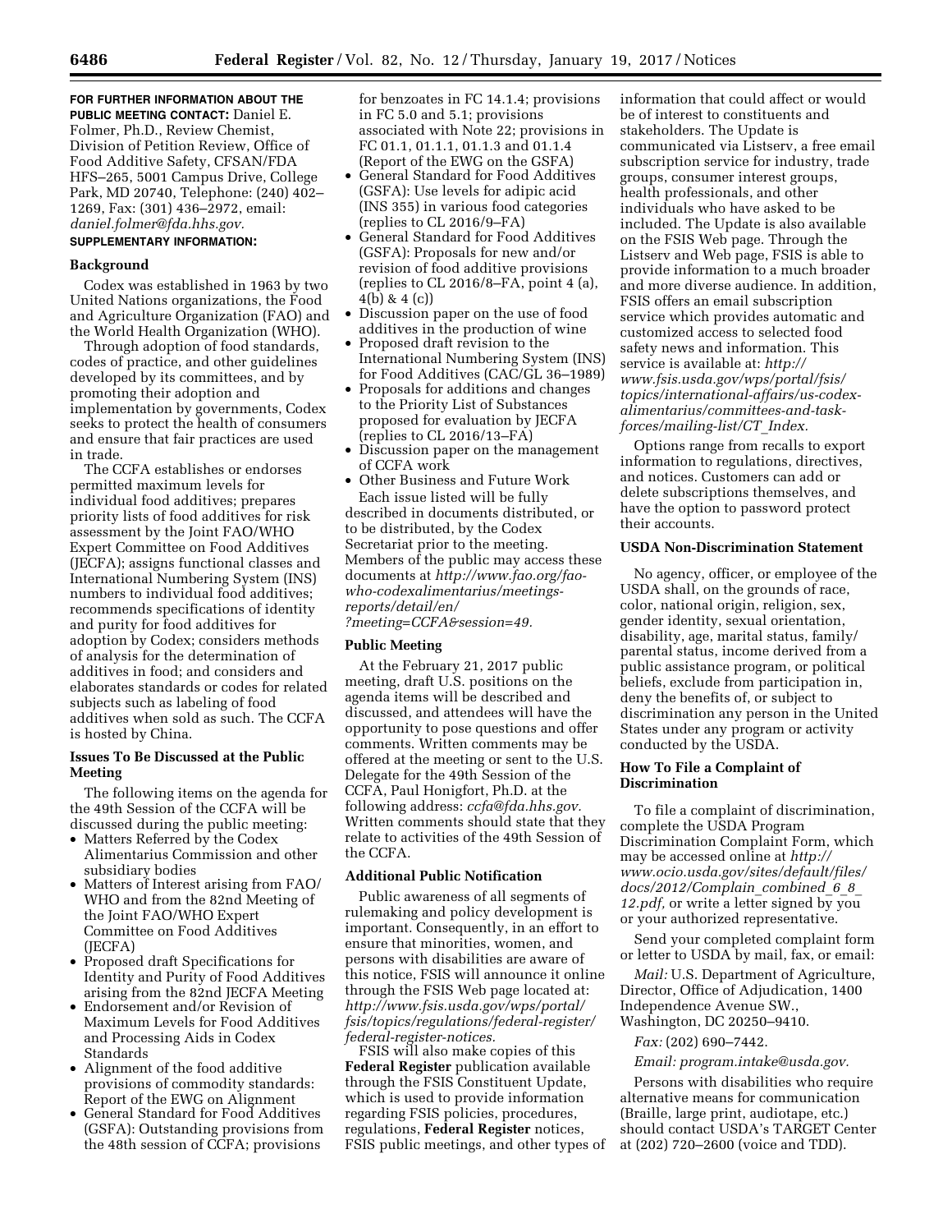**FOR FURTHER INFORMATION ABOUT THE PUBLIC MEETING CONTACT:** Daniel E. Folmer, Ph.D., Review Chemist, Division of Petition Review, Office of Food Additive Safety, CFSAN/FDA HFS–265, 5001 Campus Drive, College Park, MD 20740, Telephone: (240) 402–1269, Fax: (301) 436–2972, email: *daniel.folmer@fda.hhs.gov.*

**SUPPLEMENTARY INFORMATION:**

## Background

Codex was established in 1963 by two United Nations organizations, the Food and Agriculture Organization (FAO) and the World Health Organization (WHO).

Through adoption of food standards, codes of practice, and other guidelines developed by its committees, and by promoting their adoption and implementation by governments, Codex seeks to protect the health of consumers and ensure that fair practices are used in trade.

The CCFA establishes or endorses permitted maximum levels for individual food additives; prepares priority lists of food additives for risk assessment by the Joint FAO/WHO Expert Committee on Food Additives (JECFA); assigns functional classes and International Numbering System (INS) numbers to individual food additives; recommends specifications of identity and purity for food additives for adoption by Codex; considers methods of analysis for the determination of additives in food; and considers and elaborates standards or codes for related subjects such as labeling of food additives when sold as such. The CCFA is hosted by China.

## Issues To Be Discussed at the Public Meeting

The following items on the agenda for the 49th Session of the CCFA will be discussed during the public meeting:

- Matters Referred by the Codex Alimentarius Commission and other subsidiary bodies
- Matters of Interest arising from FAO/WHO and from the 82nd Meeting of the Joint FAO/WHO Expert Committee on Food Additives (JECFA)
- Proposed draft Specifications for Identity and Purity of Food Additives arising from the 82nd JECFA Meeting
- Endorsement and/or Revision of Maximum Levels for Food Additives and Processing Aids in Codex Standards
- Alignment of the food additive provisions of commodity standards: Report of the EWG on Alignment
- General Standard for Food Additives (GSFA): Outstanding provisions from the 48th session of CCFA; provisions for benzoates in FC 14.1.4; provisions in FC 5.0 and 5.1; provisions associated with Note 22; provisions in FC 01.1, 01.1.1, 01.1.3 and 01.1.4 (Report of the EWG on the GSFA)
- General Standard for Food Additives (GSFA): Use levels for adipic acid (INS 355) in various food categories (replies to CL 2016/9–FA)
- General Standard for Food Additives (GSFA): Proposals for new and/or revision of food additive provisions (replies to CL 2016/8–FA, point 4 (a), 4(b) & 4 (c))
- Discussion paper on the use of food additives in the production of wine
- Proposed draft revision to the International Numbering System (INS) for Food Additives (CAC/GL 36–1989)
- Proposals for additions and changes to the Priority List of Substances proposed for evaluation by JECFA (replies to CL 2016/13–FA)
- Discussion paper on the management of CCFA work
- Other Business and Future Work

Each issue listed will be fully described in documents distributed, or to be distributed, by the Codex Secretariat prior to the meeting. Members of the public may access these documents at *http://www.fao.org/fao-who-codexalimentarius/meetings-reports/detail/en/?meeting=CCFA&session=49.*

## Public Meeting

At the February 21, 2017 public meeting, draft U.S. positions on the agenda items will be described and discussed, and attendees will have the opportunity to pose questions and offer comments. Written comments may be offered at the meeting or sent to the U.S. Delegate for the 49th Session of the CCFA, Paul Honigfort, Ph.D. at the following address: *ccfa@fda.hhs.gov.* Written comments should state that they relate to activities of the 49th Session of the CCFA.

## Additional Public Notification

Public awareness of all segments of rulemaking and policy development is important. Consequently, in an effort to ensure that minorities, women, and persons with disabilities are aware of this notice, FSIS will announce it online through the FSIS Web page located at: *http://www.fsis.usda.gov/wps/portal/fsis/topics/regulations/federal-register/federal-register-notices.*

FSIS will also make copies of this **Federal Register** publication available through the FSIS Constituent Update, which is used to provide information regarding FSIS policies, procedures, regulations, **Federal Register** notices, FSIS public meetings, and other types of information that could affect or would be of interest to constituents and stakeholders. The Update is communicated via Listserv, a free email subscription service for industry, trade groups, consumer interest groups, health professionals, and other individuals who have asked to be included. The Update is also available on the FSIS Web page. Through the Listserv and Web page, FSIS is able to provide information to a much broader and more diverse audience. In addition, FSIS offers an email subscription service which provides automatic and customized access to selected food safety news and information. This service is available at: *http://www.fsis.usda.gov/wps/portal/fsis/topics/international-affairs/us-codex-alimentarius/committees-and-task-forces/mailing-list/CT_Index.*

Options range from recalls to export information to regulations, directives, and notices. Customers can add or delete subscriptions themselves, and have the option to password protect their accounts.

## USDA Non-Discrimination Statement

No agency, officer, or employee of the USDA shall, on the grounds of race, color, national origin, religion, sex, gender identity, sexual orientation, disability, age, marital status, family/parental status, income derived from a public assistance program, or political beliefs, exclude from participation in, deny the benefits of, or subject to discrimination any person in the United States under any program or activity conducted by the USDA.

## How To File a Complaint of Discrimination

To file a complaint of discrimination, complete the USDA Program Discrimination Complaint Form, which may be accessed online at *http://www.ocio.usda.gov/sites/default/files/docs/2012/Complain_combined_6_8_12.pdf,* or write a letter signed by you or your authorized representative.

Send your completed complaint form or letter to USDA by mail, fax, or email:

*Mail:* U.S. Department of Agriculture, Director, Office of Adjudication, 1400 Independence Avenue SW., Washington, DC 20250–9410.

*Fax:* (202) 690–7442.

*Email: program.intake@usda.gov.*

Persons with disabilities who require alternative means for communication (Braille, large print, audiotape, etc.) should contact USDA's TARGET Center at (202) 720–2600 (voice and TDD).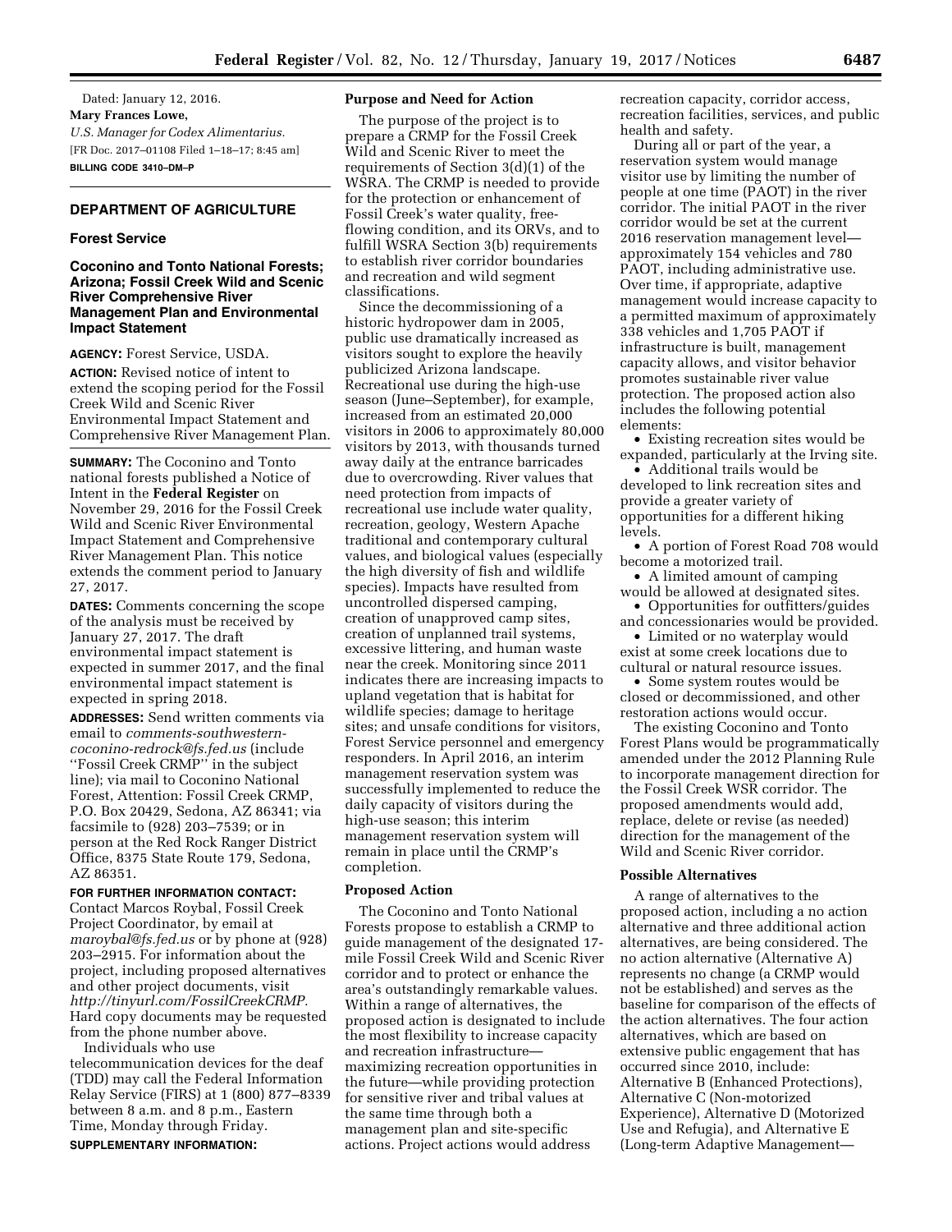Dated: January 12, 2016.

**Mary Frances Lowe,**

*U.S. Manager for Codex Alimentarius.*

[FR Doc. 2017–01108 Filed 1–18–17; 8:45 am]

**BILLING CODE 3410–DM–P**

## DEPARTMENT OF AGRICULTURE

### Forest Service

### Coconino and Tonto National Forests; Arizona; Fossil Creek Wild and Scenic River Comprehensive River Management Plan and Environmental Impact Statement

**AGENCY:** Forest Service, USDA.

**ACTION:** Revised notice of intent to extend the scoping period for the Fossil Creek Wild and Scenic River Environmental Impact Statement and Comprehensive River Management Plan.

**SUMMARY:** The Coconino and Tonto national forests published a Notice of Intent in the **Federal Register** on November 29, 2016 for the Fossil Creek Wild and Scenic River Environmental Impact Statement and Comprehensive River Management Plan. This notice extends the comment period to January 27, 2017.

**DATES:** Comments concerning the scope of the analysis must be received by January 27, 2017. The draft environmental impact statement is expected in summer 2017, and the final environmental impact statement is expected in spring 2018.

**ADDRESSES:** Send written comments via email to *comments-southwestern-coconino-redrock@fs.fed.us* (include ''Fossil Creek CRMP'' in the subject line); via mail to Coconino National Forest, Attention: Fossil Creek CRMP, P.O. Box 20429, Sedona, AZ 86341; via facsimile to (928) 203–7539; or in person at the Red Rock Ranger District Office, 8375 State Route 179, Sedona, AZ 86351.

**FOR FURTHER INFORMATION CONTACT:** Contact Marcos Roybal, Fossil Creek Project Coordinator, by email at *maroybal@fs.fed.us* or by phone at (928) 203–2915. For information about the project, including proposed alternatives and other project documents, visit *http://tinyurl.com/FossilCreekCRMP.* Hard copy documents may be requested from the phone number above.

Individuals who use telecommunication devices for the deaf (TDD) may call the Federal Information Relay Service (FIRS) at 1 (800) 877–8339 between 8 a.m. and 8 p.m., Eastern Time, Monday through Friday.

**SUPPLEMENTARY INFORMATION:**

#### Purpose and Need for Action

The purpose of the project is to prepare a CRMP for the Fossil Creek Wild and Scenic River to meet the requirements of Section 3(d)(1) of the WSRA. The CRMP is needed to provide for the protection or enhancement of Fossil Creek's water quality, free-flowing condition, and its ORVs, and to fulfill WSRA Section 3(b) requirements to establish river corridor boundaries and recreation and wild segment classifications.

Since the decommissioning of a historic hydropower dam in 2005, public use dramatically increased as visitors sought to explore the heavily publicized Arizona landscape. Recreational use during the high-use season (June–September), for example, increased from an estimated 20,000 visitors in 2006 to approximately 80,000 visitors by 2013, with thousands turned away daily at the entrance barricades due to overcrowding. River values that need protection from impacts of recreational use include water quality, recreation, geology, Western Apache traditional and contemporary cultural values, and biological values (especially the high diversity of fish and wildlife species). Impacts have resulted from uncontrolled dispersed camping, creation of unapproved camp sites, creation of unplanned trail systems, excessive littering, and human waste near the creek. Monitoring since 2011 indicates there are increasing impacts to upland vegetation that is habitat for wildlife species; damage to heritage sites; and unsafe conditions for visitors, Forest Service personnel and emergency responders. In April 2016, an interim management reservation system was successfully implemented to reduce the daily capacity of visitors during the high-use season; this interim management reservation system will remain in place until the CRMP's completion.

#### Proposed Action

The Coconino and Tonto National Forests propose to establish a CRMP to guide management of the designated 17-mile Fossil Creek Wild and Scenic River corridor and to protect or enhance the area's outstandingly remarkable values. Within a range of alternatives, the proposed action is designated to include the most flexibility to increase capacity and recreation infrastructure—maximizing recreation opportunities in the future—while providing protection for sensitive river and tribal values at the same time through both a management plan and site-specific actions. Project actions would address recreation capacity, corridor access, recreation facilities, services, and public health and safety.

During all or part of the year, a reservation system would manage visitor use by limiting the number of people at one time (PAOT) in the river corridor. The initial PAOT in the river corridor would be set at the current 2016 reservation management level—approximately 154 vehicles and 780 PAOT, including administrative use. Over time, if appropriate, adaptive management would increase capacity to a permitted maximum of approximately 338 vehicles and 1,705 PAOT if infrastructure is built, management capacity allows, and visitor behavior promotes sustainable river value protection. The proposed action also includes the following potential elements:

- Existing recreation sites would be expanded, particularly at the Irving site.
- Additional trails would be developed to link recreation sites and provide a greater variety of opportunities for a different hiking levels.
- A portion of Forest Road 708 would become a motorized trail.
- A limited amount of camping would be allowed at designated sites.
- Opportunities for outfitters/guides and concessionaries would be provided.
- Limited or no waterplay would exist at some creek locations due to cultural or natural resource issues.
- Some system routes would be closed or decommissioned, and other restoration actions would occur.

The existing Coconino and Tonto Forest Plans would be programmatically amended under the 2012 Planning Rule to incorporate management direction for the Fossil Creek WSR corridor. The proposed amendments would add, replace, delete or revise (as needed) direction for the management of the Wild and Scenic River corridor.

#### Possible Alternatives

A range of alternatives to the proposed action, including a no action alternative and three additional action alternatives, are being considered. The no action alternative (Alternative A) represents no change (a CRMP would not be established) and serves as the baseline for comparison of the effects of the action alternatives. The four action alternatives, which are based on extensive public engagement that has occurred since 2010, include: Alternative B (Enhanced Protections), Alternative C (Non-motorized Experience), Alternative D (Motorized Use and Refugia), and Alternative E (Long-term Adaptive Management—